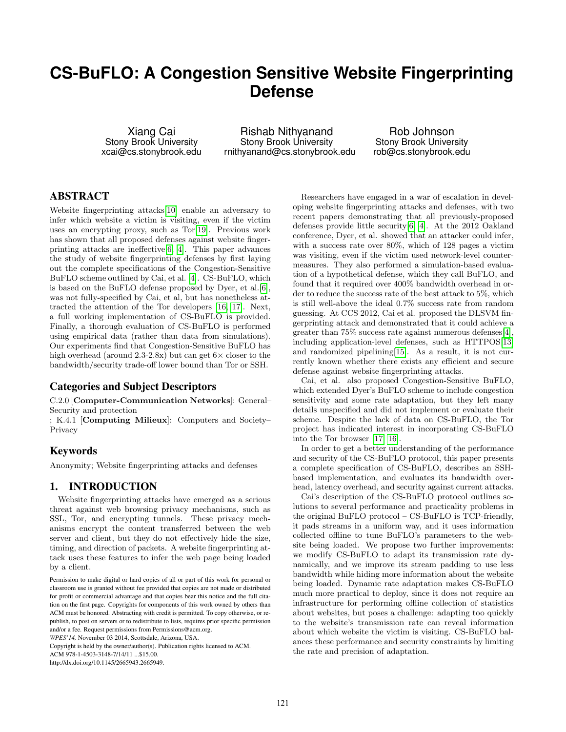# CS-BuFLO: A Congestion Sensitive Website Fingerprinting Defense

Xiang Cai
Stony Brook University
xcai@cs.stonybrook.edu

Rishab Nithyanand
Stony Brook University
rnithyanand@cs.stonybrook.edu

Rob Johnson
Stony Brook University
rob@cs.stonybrook.edu

## ABSTRACT

Website fingerprinting attacks[10] enable an adversary to infer which website a victim is visiting, even if the victim uses an encrypting proxy, such as Tor[19]. Previous work has shown that all proposed defenses against website fingerprinting attacks are ineffective[6, 4]. This paper advances the study of website fingerprinting defenses by first laying out the complete specifications of the Congestion-Sensitive BuFLO scheme outlined by Cai, et al. [4]. CS-BuFLO, which is based on the BuFLO defense proposed by Dyer, et al.[6], was not fully-specified by Cai, et al, but has nonetheless attracted the attention of the Tor developers [16, 17]. Next, a full working implementation of CS-BuFLO is provided. Finally, a thorough evaluation of CS-BuFLO is performed using empirical data (rather than data from simulations). Our experiments find that Congestion-Sensitive BuFLO has high overhead (around 2.3-2.8x) but can get $6\times$ closer to the bandwidth/security trade-off lower bound than Tor or SSH.

## Categories and Subject Descriptors

C.2.0 [**Computer-Communication Networks**]: General–Security and protection
; K.4.1 [**Computing Milieux**]: Computers and Society–Privacy

## Keywords

Anonymity; Website fingerprinting attacks and defenses

## 1. INTRODUCTION

Website fingerprinting attacks have emerged as a serious threat against web browsing privacy mechanisms, such as SSL, Tor, and encrypting tunnels. These privacy mechanisms encrypt the content transferred between the web server and client, but they do not effectively hide the size, timing, and direction of packets. A website fingerprinting attack uses these features to infer the web page being loaded by a client.

Permission to make digital or hard copies of all or part of this work for personal or classroom use is granted without fee provided that copies are not made or distributed for profit or commercial advantage and that copies bear this notice and the full citation on the first page. Copyrights for components of this work owned by others than ACM must be honored. Abstracting with credit is permitted. To copy otherwise, or republish, to post on servers or to redistribute to lists, requires prior specific permission and/or a fee. Request permissions from Permissions@acm.org.
*WPES'14,* November 03 2014, Scottsdale, Arizona, USA.
Copyright is held by the owner/author(s). Publication rights licensed to ACM.
ACM 978-1-4503-3148-7/14/11 ...$15.00.
http://dx.doi.org/10.1145/2665943.2665949.

Researchers have engaged in a war of escalation in developing website fingerprinting attacks and defenses, with two recent papers demonstrating that all previously-proposed defenses provide little security[6, 4]. At the 2012 Oakland conference, Dyer, et al. showed that an attacker could infer, with a success rate over 80%, which of 128 pages a victim was visiting, even if the victim used network-level countermeasures. They also performed a simulation-based evaluation of a hypothetical defense, which they call BuFLO, and found that it required over 400% bandwidth overhead in order to reduce the success rate of the best attack to 5%, which is still well-above the ideal 0.7% success rate from random guessing. At CCS 2012, Cai et al. proposed the DLSVM fingerprinting attack and demonstrated that it could achieve a greater than 75% success rate against numerous defenses[4], including application-level defenses, such as HTTPOS[13] and randomized pipelining[15]. As a result, it is not currently known whether there exists any efficient and secure defense against website fingerprinting attacks.

Cai, et al. also proposed Congestion-Sensitive BuFLO, which extended Dyer's BuFLO scheme to include congestion sensitivity and some rate adaptation, but they left many details unspecified and did not implement or evaluate their scheme. Despite the lack of data on CS-BuFLO, the Tor project has indicated interest in incorporating CS-BuFLO into the Tor browser [17, 16].

In order to get a better understanding of the performance and security of the CS-BuFLO protocol, this paper presents a complete specification of CS-BuFLO, describes an SSH-based implementation, and evaluates its bandwidth overhead, latency overhead, and security against current attacks.

Cai's description of the CS-BuFLO protocol outlines solutions to several performance and practicality problems in the original BuFLO protocol – CS-BuFLO is TCP-friendly, it pads streams in a uniform way, and it uses information collected offline to tune BuFLO's parameters to the website being loaded. We propose two further improvements: we modify CS-BuFLO to adapt its transmission rate dynamically, and we improve its stream padding to use less bandwidth while hiding more information about the website being loaded. Dynamic rate adaptation makes CS-BuFLO much more practical to deploy, since it does not require an infrastructure for performing offline collection of statistics about websites, but poses a challenge: adapting too quickly to the website's transmission rate can reveal information about which website the victim is visiting. CS-BuFLO balances these performance and security constraints by limiting the rate and precision of adaptation.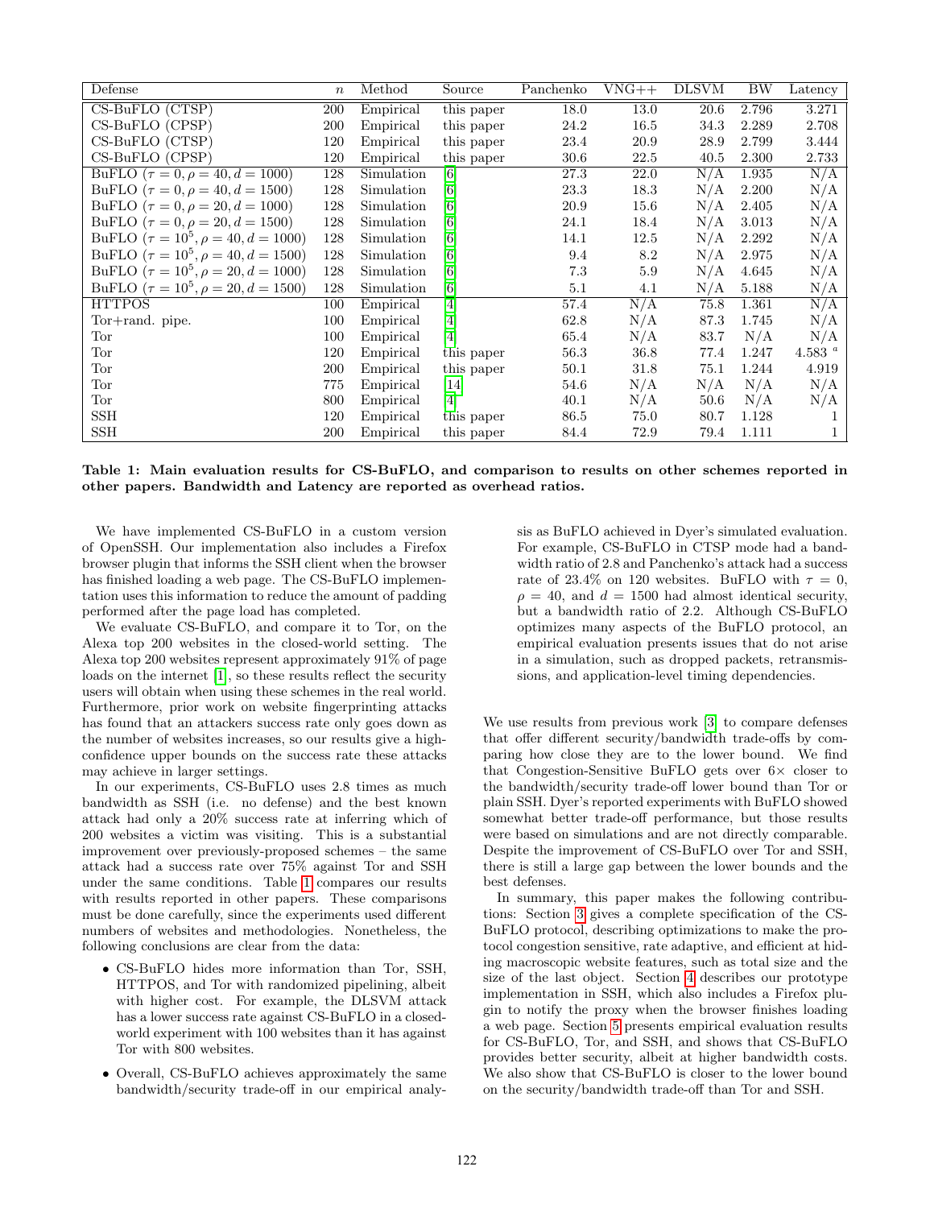| Defense | $n$ | Method | Source | Panchenko | VNG++ | DLSVM | BW | Latency |
|---|---|---|---|---|---|---|---|---|
| CS-BuFLO (CTSP) | 200 | Empirical | this paper | 18.0 | 13.0 | 20.6 | 2.796 | 3.271 |
| CS-BuFLO (CPSP) | 200 | Empirical | this paper | 24.2 | 16.5 | 34.3 | 2.289 | 2.708 |
| CS-BuFLO (CTSP) | 120 | Empirical | this paper | 23.4 | 20.9 | 28.9 | 2.799 | 3.444 |
| CS-BuFLO (CPSP) | 120 | Empirical | this paper | 30.6 | 22.5 | 40.5 | 2.300 | 2.733 |
| BuFLO ($\tau = 0, \rho = 40, d = 1000$) | 128 | Simulation | [6] | 27.3 | 22.0 | N/A | 1.935 | N/A |
| BuFLO ($\tau = 0, \rho = 40, d = 1500$) | 128 | Simulation | [6] | 23.3 | 18.3 | N/A | 2.200 | N/A |
| BuFLO ($\tau = 0, \rho = 20, d = 1000$) | 128 | Simulation | [6] | 20.9 | 15.6 | N/A | 2.405 | N/A |
| BuFLO ($\tau = 0, \rho = 20, d = 1500$) | 128 | Simulation | [6] | 24.1 | 18.4 | N/A | 3.013 | N/A |
| BuFLO ($\tau = 10^5, \rho = 40, d = 1000$) | 128 | Simulation | [6] | 14.1 | 12.5 | N/A | 2.292 | N/A |
| BuFLO ($\tau = 10^5, \rho = 40, d = 1500$) | 128 | Simulation | [6] | 9.4 | 8.2 | N/A | 2.975 | N/A |
| BuFLO ($\tau = 10^5, \rho = 20, d = 1000$) | 128 | Simulation | [6] | 7.3 | 5.9 | N/A | 4.645 | N/A |
| BuFLO ($\tau = 10^5, \rho = 20, d = 1500$) | 128 | Simulation | [6] | 5.1 | 4.1 | N/A | 5.188 | N/A |
| HTTPOS | 100 | Empirical | [4] | 57.4 | N/A | 75.8 | 1.361 | N/A |
| Tor+rand. pipe. | 100 | Empirical | [4] | 62.8 | N/A | 87.3 | 1.745 | N/A |
| Tor | 100 | Empirical | [4] | 65.4 | N/A | 83.7 | N/A | N/A |
| Tor | 120 | Empirical | this paper | 56.3 | 36.8 | 77.4 | 1.247 | 4.583 [a] |
| Tor | 200 | Empirical | this paper | 50.1 | 31.8 | 75.1 | 1.244 | 4.919 |
| Tor | 775 | Empirical | [14] | 54.6 | N/A | N/A | N/A | N/A |
| Tor | 800 | Empirical | [4] | 40.1 | N/A | 50.6 | N/A | N/A |
| SSH | 120 | Empirical | this paper | 86.5 | 75.0 | 80.7 | 1.128 | 1 |
| SSH | 200 | Empirical | this paper | 84.4 | 72.9 | 79.4 | 1.111 | 1 |

**Table 1: Main evaluation results for CS-BuFLO, and comparison to results on other schemes reported in other papers. Bandwidth and Latency are reported as overhead ratios.**

We have implemented CS-BuFLO in a custom version of OpenSSH. Our implementation also includes a Firefox browser plugin that informs the SSH client when the browser has finished loading a web page. The CS-BuFLO implementation uses this information to reduce the amount of padding performed after the page load has completed.

We evaluate CS-BuFLO, and compare it to Tor, on the Alexa top 200 websites in the closed-world setting. The Alexa top 200 websites represent approximately 91% of page loads on the internet [1], so these results reflect the security users will obtain when using these schemes in the real world. Furthermore, prior work on website fingerprinting attacks has found that an attackers success rate only goes down as the number of websites increases, so our results give a high-confidence upper bounds on the success rate these attacks may achieve in larger settings.

In our experiments, CS-BuFLO uses 2.8 times as much bandwidth as SSH (i.e. no defense) and the best known attack had only a 20% success rate at inferring which of 200 websites a victim was visiting. This is a substantial improvement over previously-proposed schemes – the same attack had a success rate over 75% against Tor and SSH under the same conditions. Table 1 compares our results with results reported in other papers. These comparisons must be done carefully, since the experiments used different numbers of websites and methodologies. Nonetheless, the following conclusions are clear from the data:

- CS-BuFLO hides more information than Tor, SSH, HTTPOS, and Tor with randomized pipelining, albeit with higher cost. For example, the DLSVM attack has a lower success rate against CS-BuFLO in a closed-world experiment with 100 websites than it has against Tor with 800 websites.
- Overall, CS-BuFLO achieves approximately the same bandwidth/security trade-off in our empirical analysis as BuFLO achieved in Dyer's simulated evaluation. For example, CS-BuFLO in CTSP mode had a bandwidth ratio of 2.8 and Panchenko's attack had a success rate of 23.4% on 120 websites. BuFLO with $\tau = 0$, $\rho = 40$, and $d = 1500$ had almost identical security, but a bandwidth ratio of 2.2. Although CS-BuFLO optimizes many aspects of the BuFLO protocol, an empirical evaluation presents issues that do not arise in a simulation, such as dropped packets, retransmissions, and application-level timing dependencies.

We use results from previous work [3] to compare defenses that offer different security/bandwidth trade-offs by comparing how close they are to the lower bound. We find that Congestion-Sensitive BuFLO gets over 6× closer to the bandwidth/security trade-off lower bound than Tor or plain SSH. Dyer's reported experiments with BuFLO showed somewhat better trade-off performance, but those results were based on simulations and are not directly comparable. Despite the improvement of CS-BuFLO over Tor and SSH, there is still a large gap between the lower bounds and the best defenses.

In summary, this paper makes the following contributions: Section 3 gives a complete specification of the CS-BuFLO protocol, describing optimizations to make the protocol congestion sensitive, rate adaptive, and efficient at hiding macroscopic website features, such as total size and the size of the last object. Section 4 describes our prototype implementation in SSH, which also includes a Firefox plugin to notify the proxy when the browser finishes loading a web page. Section 5 presents empirical evaluation results for CS-BuFLO, Tor, and SSH, and shows that CS-BuFLO provides better security, albeit at higher bandwidth costs. We also show that CS-BuFLO is closer to the lower bound on the security/bandwidth trade-off than Tor and SSH.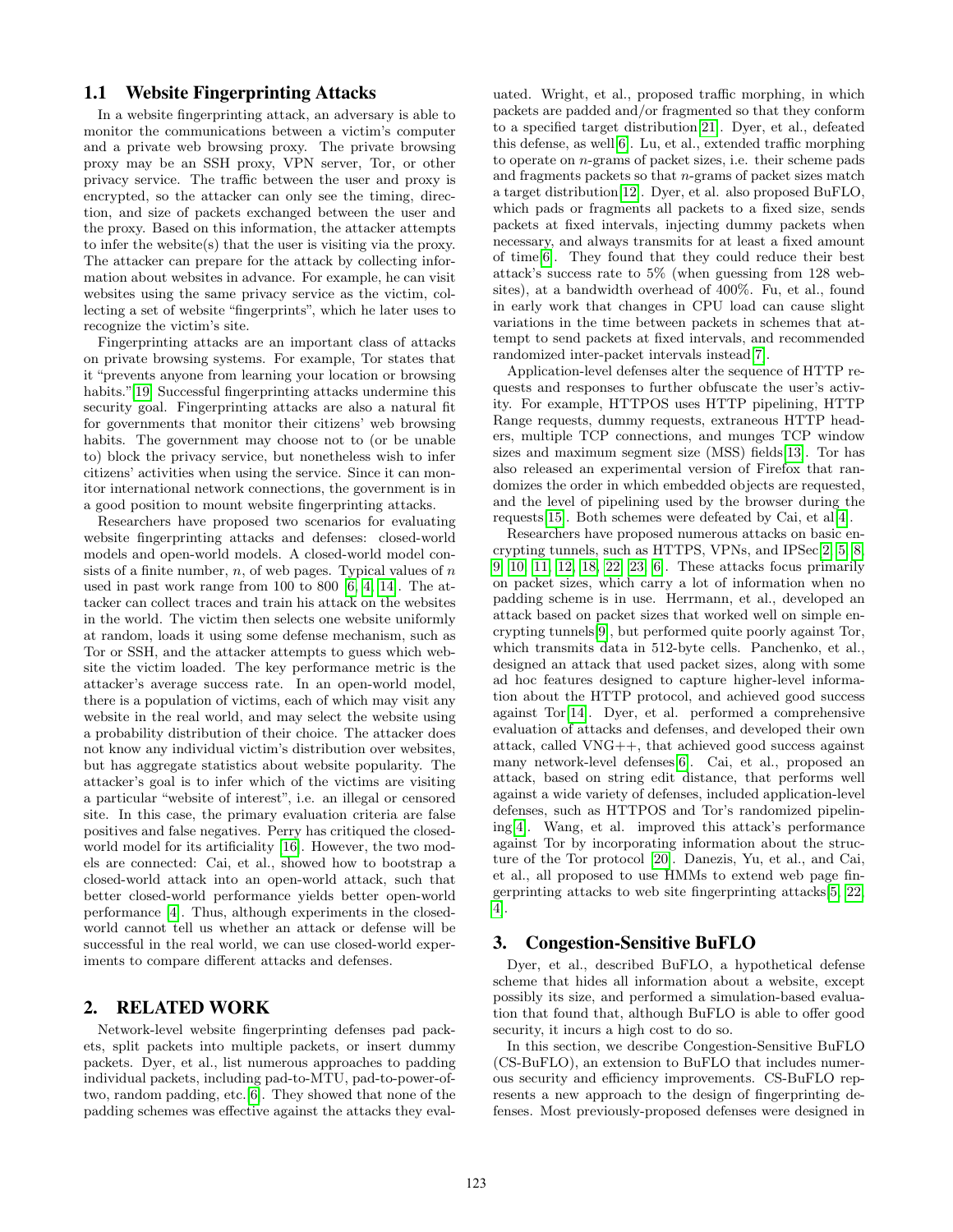## 1.1 Website Fingerprinting Attacks

In a website fingerprinting attack, an adversary is able to monitor the communications between a victim's computer and a private web browsing proxy. The private browsing proxy may be an SSH proxy, VPN server, Tor, or other privacy service. The traffic between the user and proxy is encrypted, so the attacker can only see the timing, direction, and size of packets exchanged between the user and the proxy. Based on this information, the attacker attempts to infer the website(s) that the user is visiting via the proxy. The attacker can prepare for the attack by collecting information about websites in advance. For example, he can visit websites using the same privacy service as the victim, collecting a set of website "fingerprints", which he later uses to recognize the victim's site.

Fingerprinting attacks are an important class of attacks on private browsing systems. For example, Tor states that it "prevents anyone from learning your location or browsing habits."[19] Successful fingerprinting attacks undermine this security goal. Fingerprinting attacks are also a natural fit for governments that monitor their citizens' web browsing habits. The government may choose not to (or be unable to) block the privacy service, but nonetheless wish to infer citizens' activities when using the service. Since it can monitor international network connections, the government is in a good position to mount website fingerprinting attacks.

Researchers have proposed two scenarios for evaluating website fingerprinting attacks and defenses: closed-world models and open-world models. A closed-world model consists of a finite number, $n$, of web pages. Typical values of $n$ used in past work range from 100 to 800 [6, 4, 14]. The attacker can collect traces and train his attack on the websites in the world. The victim then selects one website uniformly at random, loads it using some defense mechanism, such as Tor or SSH, and the attacker attempts to guess which website the victim loaded. The key performance metric is the attacker's average success rate. In an open-world model, there is a population of victims, each of which may visit any website in the real world, and may select the website using a probability distribution of their choice. The attacker does not know any individual victim's distribution over websites, but has aggregate statistics about website popularity. The attacker's goal is to infer which of the victims are visiting a particular "website of interest", i.e. an illegal or censored site. In this case, the primary evaluation criteria are false positives and false negatives. Perry has critiqued the closed-world model for its artificiality [16]. However, the two models are connected: Cai, et al., showed how to bootstrap a closed-world attack into an open-world attack, such that better closed-world performance yields better open-world performance [4]. Thus, although experiments in the closed-world cannot tell us whether an attack or defense will be successful in the real world, we can use closed-world experiments to compare different attacks and defenses.

# 2. RELATED WORK

Network-level website fingerprinting defenses pad packets, split packets into multiple packets, or insert dummy packets. Dyer, et al., list numerous approaches to padding individual packets, including pad-to-MTU, pad-to-power-of-two, random padding, etc.[6]. They showed that none of the padding schemes was effective against the attacks they evaluated. Wright, et al., proposed traffic morphing, in which packets are padded and/or fragmented so that they conform to a specified target distribution[21]. Dyer, et al., defeated this defense, as well[6]. Lu, et al., extended traffic morphing to operate on $n$-grams of packet sizes, i.e. their scheme pads and fragments packets so that $n$-grams of packet sizes match a target distribution[12]. Dyer, et al. also proposed BuFLO, which pads or fragments all packets to a fixed size, sends packets at fixed intervals, injecting dummy packets when necessary, and always transmits for at least a fixed amount of time[6]. They found that they could reduce their best attack's success rate to 5% (when guessing from 128 websites), at a bandwidth overhead of 400%. Fu, et al., found in early work that changes in CPU load can cause slight variations in the time between packets in schemes that attempt to send packets at fixed intervals, and recommended randomized inter-packet intervals instead[7].

Application-level defenses alter the sequence of HTTP requests and responses to further obfuscate the user's activity. For example, HTTPOS uses HTTP pipelining, HTTP Range requests, dummy requests, extraneous HTTP headers, multiple TCP connections, and munges TCP window sizes and maximum segment size (MSS) fields[13]. Tor has also released an experimental version of Firefox that randomizes the order in which embedded objects are requested, and the level of pipelining used by the browser during the requests[15]. Both schemes were defeated by Cai, et al[4].

Researchers have proposed numerous attacks on basic encrypting tunnels, such as HTTPS, VPNs, and IPSec[2, 5, 8, 9, 10, 11, 12, 18, 22, 23, 6]. These attacks focus primarily on packet sizes, which carry a lot of information when no padding scheme is in use. Herrmann, et al., developed an attack based on packet sizes that worked well on simple encrypting tunnels[9], but performed quite poorly against Tor, which transmits data in 512-byte cells. Panchenko, et al., designed an attack that used packet sizes, along with some ad hoc features designed to capture higher-level information about the HTTP protocol, and achieved good success against Tor[14]. Dyer, et al. performed a comprehensive evaluation of attacks and defenses, and developed their own attack, called VNG++, that achieved good success against many network-level defenses[6]. Cai, et al., proposed an attack, based on string edit distance, that performs well against a wide variety of defenses, included application-level defenses, such as HTTPOS and Tor's randomized pipelining[4]. Wang, et al. improved this attack's performance against Tor by incorporating information about the structure of the Tor protocol [20]. Danezis, Yu, et al., and Cai, et al., all proposed to use HMMs to extend web page fingerprinting attacks to web site fingerprinting attacks[5, 22, 4].

# 3. Congestion-Sensitive BuFLO

Dyer, et al., described BuFLO, a hypothetical defense scheme that hides all information about a website, except possibly its size, and performed a simulation-based evaluation that found that, although BuFLO is able to offer good security, it incurs a high cost to do so.

In this section, we describe Congestion-Sensitive BuFLO (CS-BuFLO), an extension to BuFLO that includes numerous security and efficiency improvements. CS-BuFLO represents a new approach to the design of fingerprinting defenses. Most previously-proposed defenses were designed in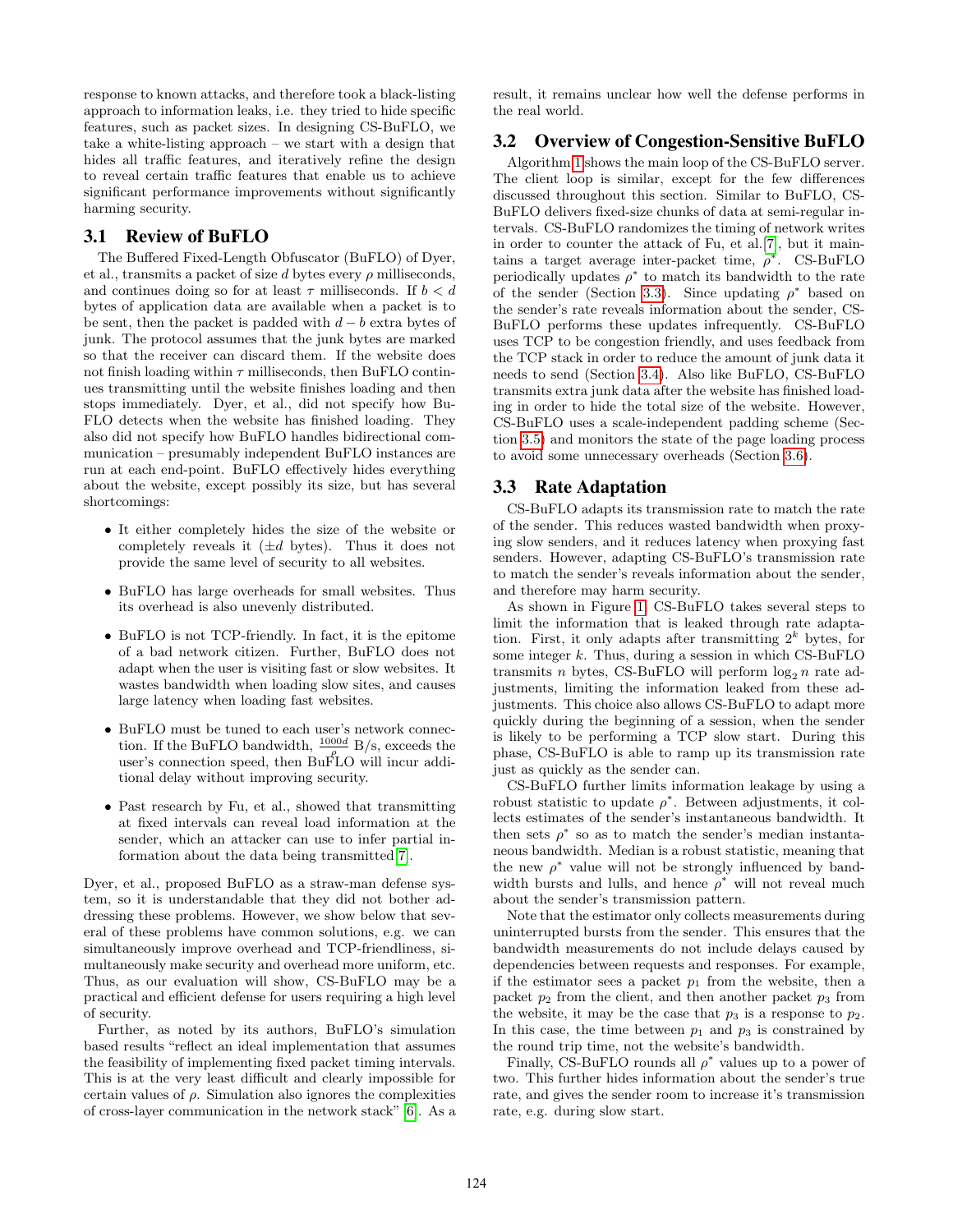response to known attacks, and therefore took a black-listing approach to information leaks, i.e. they tried to hide specific features, such as packet sizes. In designing CS-BuFLO, we take a white-listing approach – we start with a design that hides all traffic features, and iteratively refine the design to reveal certain traffic features that enable us to achieve significant performance improvements without significantly harming security.

## 3.1 Review of BuFLO

The Buffered Fixed-Length Obfuscator (BuFLO) of Dyer, et al., transmits a packet of size $d$ bytes every $\rho$ milliseconds, and continues doing so for at least $\tau$ milliseconds. If $b < d$ bytes of application data are available when a packet is to be sent, then the packet is padded with $d - b$ extra bytes of junk. The protocol assumes that the junk bytes are marked so that the receiver can discard them. If the website does not finish loading within $\tau$ milliseconds, then BuFLO continues transmitting until the website finishes loading and then stops immediately. Dyer, et al., did not specify how BuFLO detects when the website has finished loading. They also did not specify how BuFLO handles bidirectional communication – presumably independent BuFLO instances are run at each end-point. BuFLO effectively hides everything about the website, except possibly its size, but has several shortcomings:

- It either completely hides the size of the website or completely reveals it ($\pm d$ bytes). Thus it does not provide the same level of security to all websites.
- BuFLO has large overheads for small websites. Thus its overhead is also unevenly distributed.
- BuFLO is not TCP-friendly. In fact, it is the epitome of a bad network citizen. Further, BuFLO does not adapt when the user is visiting fast or slow websites. It wastes bandwidth when loading slow sites, and causes large latency when loading fast websites.
- BuFLO must be tuned to each user's network connection. If the BuFLO bandwidth, $\frac{1000d}{\rho}$ B/s, exceeds the user's connection speed, then BuFLO will incur additional delay without improving security.
- Past research by Fu, et al., showed that transmitting at fixed intervals can reveal load information at the sender, which an attacker can use to infer partial information about the data being transmitted [7].

Dyer, et al., proposed BuFLO as a straw-man defense system, so it is understandable that they did not bother addressing these problems. However, we show below that several of these problems have common solutions, e.g. we can simultaneously improve overhead and TCP-friendliness, simultaneously make security and overhead more uniform, etc. Thus, as our evaluation will show, CS-BuFLO may be a practical and efficient defense for users requiring a high level of security.

Further, as noted by its authors, BuFLO's simulation based results "reflect an ideal implementation that assumes the feasibility of implementing fixed packet timing intervals. This is at the very least difficult and clearly impossible for certain values of $\rho$. Simulation also ignores the complexities of cross-layer communication in the network stack" [6]. As a result, it remains unclear how well the defense performs in the real world.

## 3.2 Overview of Congestion-Sensitive BuFLO

Algorithm 1 shows the main loop of the CS-BuFLO server. The client loop is similar, except for the few differences discussed throughout this section. Similar to BuFLO, CS-BuFLO delivers fixed-size chunks of data at semi-regular intervals. CS-BuFLO randomizes the timing of network writes in order to counter the attack of Fu, et al. [7], but it maintains a target average inter-packet time, $\rho^*$. CS-BuFLO periodically updates $\rho^*$ to match its bandwidth to the rate of the sender (Section 3.3). Since updating $\rho^*$ based on the sender's rate reveals information about the sender, CS-BuFLO performs these updates infrequently. CS-BuFLO uses TCP to be congestion friendly, and uses feedback from the TCP stack in order to reduce the amount of junk data it needs to send (Section 3.4). Also like BuFLO, CS-BuFLO transmits extra junk data after the website has finished loading in order to hide the total size of the website. However, CS-BuFLO uses a scale-independent padding scheme (Section 3.5) and monitors the state of the page loading process to avoid some unnecessary overheads (Section 3.6).

## 3.3 Rate Adaptation

CS-BuFLO adapts its transmission rate to match the rate of the sender. This reduces wasted bandwidth when proxying slow senders, and it reduces latency when proxying fast senders. However, adapting CS-BuFLO's transmission rate to match the sender's reveals information about the sender, and therefore may harm security.

As shown in Figure 1, CS-BuFLO takes several steps to limit the information that is leaked through rate adaptation. First, it only adapts after transmitting $2^k$ bytes, for some integer $k$. Thus, during a session in which CS-BuFLO transmits $n$ bytes, CS-BuFLO will perform $\log_2 n$ rate adjustments, limiting the information leaked from these adjustments. This choice also allows CS-BuFLO to adapt more quickly during the beginning of a session, when the sender is likely to be performing a TCP slow start. During this phase, CS-BuFLO is able to ramp up its transmission rate just as quickly as the sender can.

CS-BuFLO further limits information leakage by using a robust statistic to update $\rho^*$. Between adjustments, it collects estimates of the sender's instantaneous bandwidth. It then sets $\rho^*$ so as to match the sender's median instantaneous bandwidth. Median is a robust statistic, meaning that the new $\rho^*$ value will not be strongly influenced by bandwidth bursts and lulls, and hence $\rho^*$ will not reveal much about the sender's transmission pattern.

Note that the estimator only collects measurements during uninterrupted bursts from the sender. This ensures that the bandwidth measurements do not include delays caused by dependencies between requests and responses. For example, if the estimator sees a packet $p_1$ from the website, then a packet $p_2$ from the client, and then another packet $p_3$ from the website, it may be the case that $p_3$ is a response to $p_2$. In this case, the time between $p_1$ and $p_3$ is constrained by the round trip time, not the website's bandwidth.

Finally, CS-BuFLO rounds all $\rho^*$ values up to a power of two. This further hides information about the sender's true rate, and gives the sender room to increase it's transmission rate, e.g. during slow start.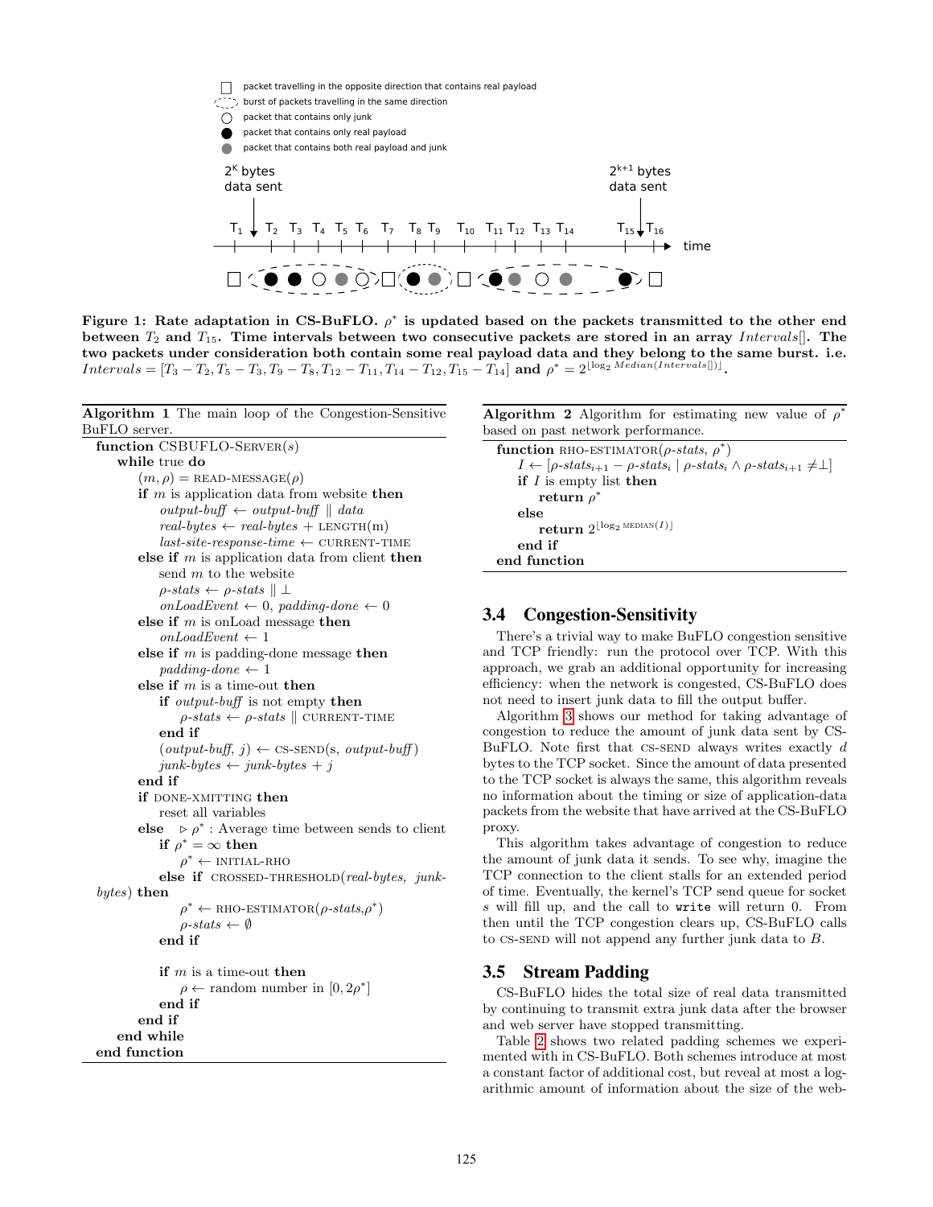Figure 1: Rate adaptation in CS-BuFLO. $\rho^*$ is updated based on the packets transmitted to the other end between $T_2$ and $T_{15}$. Time intervals between two consecutive packets are stored in an array $Intervals[]$. The two packets under consideration both contain some real payload data and they belong to the same burst. i.e. $Intervals = [T_3 - T_2, T_5 - T_3, T_9 - T_8, T_{12} - T_{11}, T_{14} - T_{12}, T_{15} - T_{14}]$ and $\rho^* = 2^{\lfloor \log_2 Median(Intervals[]) \rfloor}$.

**Algorithm 1** The main loop of the Congestion-Sensitive BuFLO server.

```
function CSBUFLO-SERVER(s)
  while true do
    (m, ρ) = READ-MESSAGE(ρ)
    if m is application data from website then
      output-buff ← output-buff || data
      real-bytes ← real-bytes + LENGTH(m)
      last-site-response-time ← CURRENT-TIME
    else if m is application data from client then
      send m to the website
      ρ-stats ← ρ-stats || ⊥
      onLoadEvent ← 0, padding-done ← 0
    else if m is onLoad message then
      onLoadEvent ← 1
    else if m is padding-done message then
      padding-done ← 1
    else if m is a time-out then
      if output-buff is not empty then
        ρ-stats ← ρ-stats || CURRENT-TIME
      end if
      (output-buff, j) ← CS-SEND(s, output-buff)
      junk-bytes ← junk-bytes + j
    end if
    if DONE-XMITTING then
      reset all variables
    else   ▷ ρ* : Average time between sends to client
      if ρ* = ∞ then
        ρ* ← INITIAL-RHO
      else if CROSSED-THRESHOLD(real-bytes, junk-bytes) then
        ρ* ← RHO-ESTIMATOR(ρ-stats, ρ*)
        ρ-stats ← ∅
      end if

      if m is a time-out then
        ρ ← random number in [0, 2ρ*]
      end if
    end if
  end while
end function
```

**Algorithm 2** Algorithm for estimating new value of $\rho^*$ based on past network performance.

```
function RHO-ESTIMATOR(ρ-stats, ρ*)
  I ← [ρ-stats_{i+1} − ρ-stats_i | ρ-stats_i ∧ ρ-stats_{i+1} ≠ ⊥]
  if I is empty list then
    return ρ*
  else
    return 2^{⌊log2 MEDIAN(I)⌋}
  end if
end function
```

### 3.4 Congestion-Sensitivity

There's a trivial way to make BuFLO congestion sensitive and TCP friendly: run the protocol over TCP. With this approach, we grab an additional opportunity for increasing efficiency: when the network is congested, CS-BuFLO does not need to insert junk data to fill the output buffer.

Algorithm 3 shows our method for taking advantage of congestion to reduce the amount of junk data sent by CS-BuFLO. Note first that CS-SEND always writes exactly $d$ bytes to the TCP socket. Since the amount of data presented to the TCP socket is always the same, this algorithm reveals no information about the timing or size of application-data packets from the website that have arrived at the CS-BuFLO proxy.

This algorithm takes advantage of congestion to reduce the amount of junk data it sends. To see why, imagine the TCP connection to the client stalls for an extended period of time. Eventually, the kernel's TCP send queue for socket $s$ will fill up, and the call to `write` will return 0. From then until the TCP congestion clears up, CS-BuFLO calls to CS-SEND will not append any further junk data to $B$.

### 3.5 Stream Padding

CS-BuFLO hides the total size of real data transmitted by continuing to transmit extra junk data after the browser and web server have stopped transmitting.

Table 2 shows two related padding schemes we experimented with in CS-BuFLO. Both schemes introduce at most a constant factor of additional cost, but reveal at most a logarithmic amount of information about the size of the web-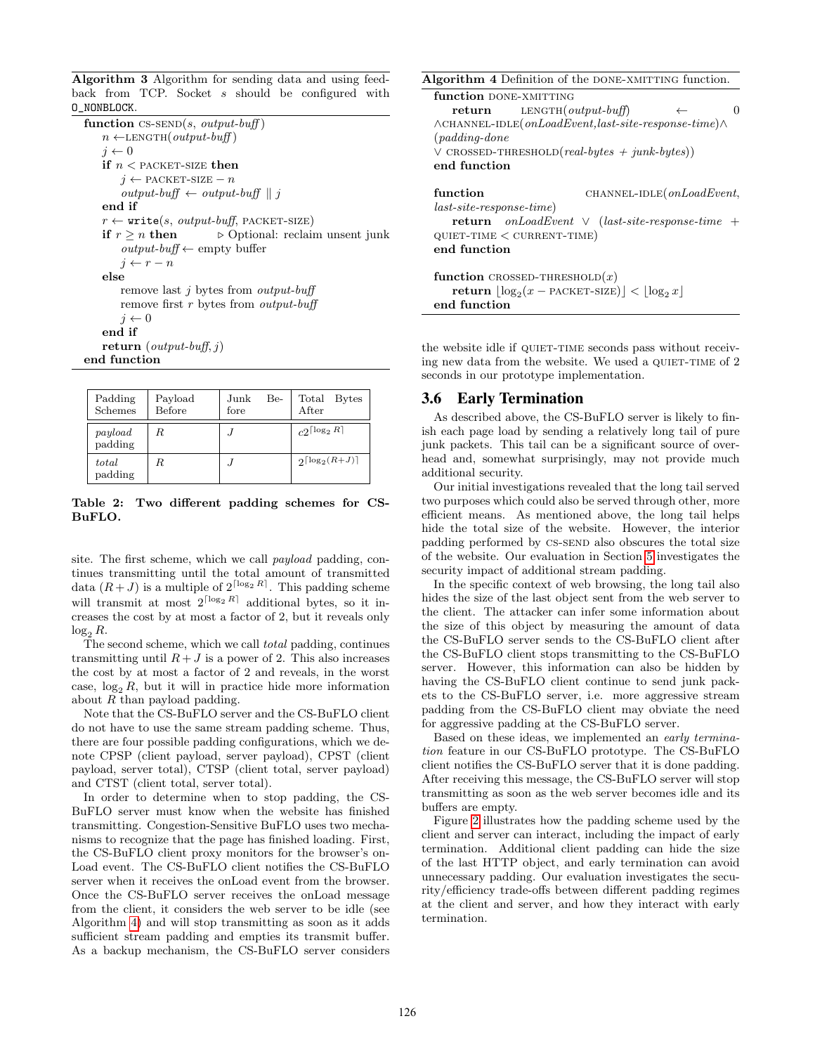**Algorithm 3** Algorithm for sending data and using feedback from TCP. Socket $s$ should be configured with `O_NONBLOCK`.

```
function CS-SEND(s, output-buff)
    n ← LENGTH(output-buff)
    j ← 0
    if n < PACKET-SIZE then
        j ← PACKET-SIZE − n
        output-buff ← output-buff || j
    end if
    r ← write(s, output-buff, PACKET-SIZE)
    if r ≥ n then                ▷ Optional: reclaim unsent junk
        output-buff ← empty buffer
        j ← r − n
    else
        remove last j bytes from output-buff
        remove first r bytes from output-buff
        j ← 0
    end if
    return (output-buff, j)
end function
```

| Padding Schemes | Payload Before | Junk Before | Total Bytes After |
|---|---|---|---|
| *payload* padding | $R$ | $J$ | $c2^{\lceil \log_2 R \rceil}$ |
| *total* padding | $R$ | $J$ | $2^{\lceil \log_2 (R+J) \rceil}$ |

**Table 2: Two different padding schemes for CS-BuFLO.**

site. The first scheme, which we call *payload* padding, continues transmitting until the total amount of transmitted data $(R + J)$ is a multiple of $2^{\lceil \log_2 R \rceil}$. This padding scheme will transmit at most $2^{\lceil \log_2 R \rceil}$ additional bytes, so it increases the cost by at most a factor of 2, but it reveals only $\log_2 R$.

The second scheme, which we call *total* padding, continues transmitting until $R + J$ is a power of 2. This also increases the cost by at most a factor of 2 and reveals, in the worst case, $\log_2 R$, but it will in practice hide more information about $R$ than payload padding.

Note that the CS-BuFLO server and the CS-BuFLO client do not have to use the same stream padding scheme. Thus, there are four possible padding configurations, which we denote CPSP (client payload, server payload), CPST (client payload, server total), CTSP (client total, server payload) and CTST (client total, server total).

In order to determine when to stop padding, the CS-BuFLO server must know when the website has finished transmitting. Congestion-Sensitive BuFLO uses two mechanisms to recognize that the page has finished loading. First, the CS-BuFLO client proxy monitors for the browser's onLoad event. The CS-BuFLO client notifies the CS-BuFLO server when it receives the onLoad event from the browser. Once the CS-BuFLO server receives the onLoad message from the client, it considers the web server to be idle (see Algorithm 4) and will stop transmitting as soon as it adds sufficient stream padding and empties its transmit buffer. As a backup mechanism, the CS-BuFLO server considers

**Algorithm 4** Definition of the DONE-XMITTING function.

```
function DONE-XMITTING
    return LENGTH(output-buff) ← 0
      ∧ CHANNEL-IDLE(onLoadEvent, last-site-response-time) ∧
      (padding-done
      ∨ CROSSED-THRESHOLD(real-bytes + junk-bytes))
end function

function CHANNEL-IDLE(onLoadEvent, last-site-response-time)
    return onLoadEvent ∨ (last-site-response-time +
      QUIET-TIME < CURRENT-TIME)
end function

function CROSSED-THRESHOLD(x)
    return ⌊log2(x − PACKET-SIZE)⌋ < ⌊log2 x⌋
end function
```

the website idle if QUIET-TIME seconds pass without receiving new data from the website. We used a QUIET-TIME of 2 seconds in our prototype implementation.

## 3.6 Early Termination

As described above, the CS-BuFLO server is likely to finish each page load by sending a relatively long tail of pure junk packets. This tail can be a significant source of overhead and, somewhat surprisingly, may not provide much additional security.

Our initial investigations revealed that the long tail served two purposes which could also be served through other, more efficient means. As mentioned above, the long tail helps hide the total size of the website. However, the interior padding performed by CS-SEND also obscures the total size of the website. Our evaluation in Section 5 investigates the security impact of additional stream padding.

In the specific context of web browsing, the long tail also hides the size of the last object sent from the web server to the client. The attacker can infer some information about the size of this object by measuring the amount of data the CS-BuFLO server sends to the CS-BuFLO client after the CS-BuFLO client stops transmitting to the CS-BuFLO server. However, this information can also be hidden by having the CS-BuFLO client continue to send junk packets to the CS-BuFLO server, i.e. more aggressive stream padding from the CS-BuFLO client may obviate the need for aggressive padding at the CS-BuFLO server.

Based on these ideas, we implemented an *early termination* feature in our CS-BuFLO prototype. The CS-BuFLO client notifies the CS-BuFLO server that it is done padding. After receiving this message, the CS-BuFLO server will stop transmitting as soon as the web server becomes idle and its buffers are empty.

Figure 2 illustrates how the padding scheme used by the client and server can interact, including the impact of early termination. Additional client padding can hide the size of the last HTTP object, and early termination can avoid unnecessary padding. Our evaluation investigates the security/efficiency trade-offs between different padding regimes at the client and server, and how they interact with early termination.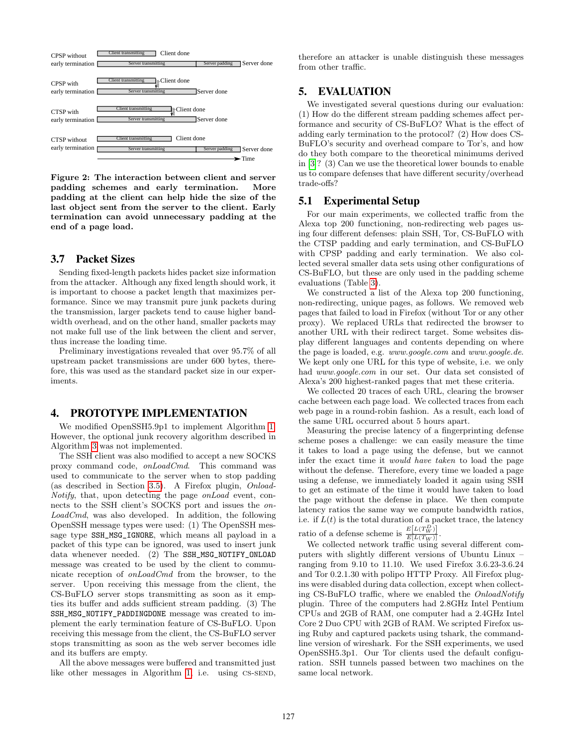Figure 2: The interaction between client and server padding schemes and early termination. More padding at the client can help hide the size of the last object sent from the server to the client. Early termination can avoid unnecessary padding at the end of a page load.

### 3.7 Packet Sizes

Sending fixed-length packets hides packet size information from the attacker. Although any fixed length should work, it is important to choose a packet length that maximizes performance. Since we may transmit pure junk packets during the transmission, larger packets tend to cause higher bandwidth overhead, and on the other hand, smaller packets may not make full use of the link between the client and server, thus increase the loading time.

Preliminary investigations revealed that over 95.7% of all upstream packet transmissions are under 600 bytes, therefore, this was used as the standard packet size in our experiments.

## 4. PROTOTYPE IMPLEMENTATION

We modified OpenSSH5.9p1 to implement Algorithm 1. However, the optional junk recovery algorithm described in Algorithm 3 was not implemented.

The SSH client was also modified to accept a new SOCKS proxy command code, *onLoadCmd*. This command was used to communicate to the server when to stop padding (as described in Section 3.5). A Firefox plugin, *Onload-Notify*, that, upon detecting the page *onLoad* event, connects to the SSH client's SOCKS port and issues the *onLoadCmd*, was also developed. In addition, the following OpenSSH message types were used: (1) The OpenSSH message type `SSH_MSG_IGNORE`, which means all payload in a packet of this type can be ignored, was used to insert junk data whenever needed. (2) The `SSH_MSG_NOTIFY_ONLOAD` message was created to be used by the client to communicate reception of *onLoadCmd* from the browser, to the server. Upon receiving this message from the client, the CS-BuFLO server stops transmitting as soon as it empties its buffer and adds sufficient stream padding. (3) The `SSH_MSG_NOTIFY_PADDINGDONE` message was created to implement the early termination feature of CS-BuFLO. Upon receiving this message from the client, the CS-BuFLO server stops transmitting as soon as the web server becomes idle and its buffers are empty.

All the above messages were buffered and transmitted just like other messages in Algorithm 1, i.e. using CS-SEND, therefore an attacker is unable distinguish these messages from other traffic.

## 5. EVALUATION

We investigated several questions during our evaluation: (1) How do the different stream padding schemes affect performance and security of CS-BuFLO? What is the effect of adding early termination to the protocol? (2) How does CS-BuFLO's security and overhead compare to Tor's, and how do they both compare to the theoretical minimums derived in [3]? (3) Can we use the theoretical lower bounds to enable us to compare defenses that have different security/overhead trade-offs?

### 5.1 Experimental Setup

For our main experiments, we collected traffic from the Alexa top 200 functioning, non-redirecting web pages using four different defenses: plain SSH, Tor, CS-BuFLO with the CTSP padding and early termination, and CS-BuFLO with CPSP padding and early termination. We also collected several smaller data sets using other configurations of CS-BuFLO, but these are only used in the padding scheme evaluations (Table 3).

We constructed a list of the Alexa top 200 functioning, non-redirecting, unique pages, as follows. We removed web pages that failed to load in Firefox (without Tor or any other proxy). We replaced URLs that redirected the browser to another URL with their redirect target. Some websites display different languages and contents depending on where the page is loaded, e.g. *www.google.com* and *www.google.de*. We kept only one URL for this type of website, i.e. we only had *www.google.com* in our set. Our data set consisted of Alexa's 200 highest-ranked pages that met these criteria.

We collected 20 traces of each URL, clearing the browser cache between each page load. We collected traces from each web page in a round-robin fashion. As a result, each load of the same URL occurred about 5 hours apart.

Measuring the precise latency of a fingerprinting defense scheme poses a challenge: we can easily measure the time it takes to load a page using the defense, but we cannot infer the exact time it *would have taken* to load the page without the defense. Therefore, every time we loaded a page using a defense, we immediately loaded it again using SSH to get an estimate of the time it would have taken to load the page without the defense in place. We then compute latency ratios the same way we compute bandwidth ratios, i.e. if $L(t)$ is the total duration of a packet trace, the latency ratio of a defense scheme is $\frac{E[L(T_W^D)]}{E[L(T_W)]}$.

We collected network traffic using several different computers with slightly different versions of Ubuntu Linux – ranging from 9.10 to 11.10. We used Firefox 3.6.23-3.6.24 and Tor 0.2.1.30 with polipo HTTP Proxy. All Firefox plugins were disabled during data collection, except when collecting CS-BuFLO traffic, where we enabled the *OnloadNotify* plugin. Three of the computers had 2.8GHz Intel Pentium CPUs and 2GB of RAM, one computer had a 2.4GHz Intel Core 2 Duo CPU with 2GB of RAM. We scripted Firefox using Ruby and captured packets using tshark, the command-line version of wireshark. For the SSH experiments, we used OpenSSH5.3p1. Our Tor clients used the default configuration. SSH tunnels passed between two machines on the same local network.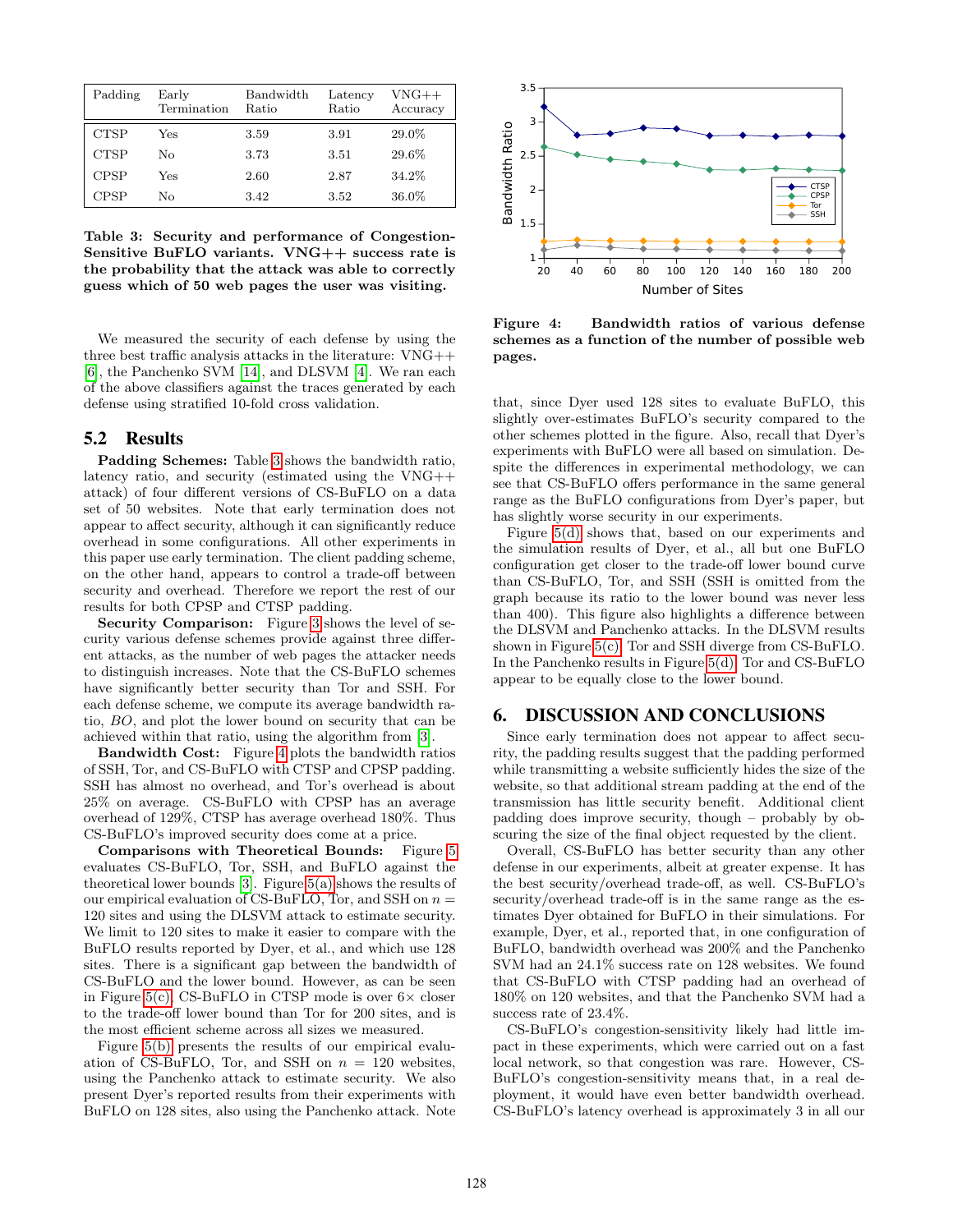| Padding | Early Termination | Bandwidth Ratio | Latency Ratio | VNG++ Accuracy |
|---|---|---|---|---|
| CTSP | Yes | 3.59 | 3.91 | 29.0% |
| CTSP | No | 3.73 | 3.51 | 29.6% |
| CPSP | Yes | 2.60 | 2.87 | 34.2% |
| CPSP | No | 3.42 | 3.52 | 36.0% |

**Table 3: Security and performance of Congestion-Sensitive BuFLO variants. VNG++ success rate is the probability that the attack was able to correctly guess which of 50 web pages the user was visiting.**

We measured the security of each defense by using the three best traffic analysis attacks in the literature: VNG++ [6], the Panchenko SVM [14], and DLSVM [4]. We ran each of the above classifiers against the traces generated by each defense using stratified 10-fold cross validation.

## 5.2 Results

**Padding Schemes:** Table 3 shows the bandwidth ratio, latency ratio, and security (estimated using the VNG++ attack) of four different versions of CS-BuFLO on a data set of 50 websites. Note that early termination does not appear to affect security, although it can significantly reduce overhead in some configurations. All other experiments in this paper use early termination. The client padding scheme, on the other hand, appears to control a trade-off between security and overhead. Therefore we report the rest of our results for both CPSP and CTSP padding.

**Security Comparison:** Figure 3 shows the level of security various defense schemes provide against three different attacks, as the number of web pages the attacker needs to distinguish increases. Note that the CS-BuFLO schemes have significantly better security than Tor and SSH. For each defense scheme, we compute its average bandwidth ratio, *BO*, and plot the lower bound on security that can be achieved within that ratio, using the algorithm from [3].

**Bandwidth Cost:** Figure 4 plots the bandwidth ratios of SSH, Tor, and CS-BuFLO with CTSP and CPSP padding. SSH has almost no overhead, and Tor's overhead is about 25% on average. CS-BuFLO with CPSP has an average overhead of 129%, CTSP has average overhead 180%. Thus CS-BuFLO's improved security does come at a price.

**Comparisons with Theoretical Bounds:** Figure 5 evaluates CS-BuFLO, Tor, SSH, and BuFLO against the theoretical lower bounds [3]. Figure 5(a) shows the results of our empirical evaluation of CS-BuFLO, Tor, and SSH on $n = 120$ sites and using the DLSVM attack to estimate security. We limit to 120 sites to make it easier to compare with the BuFLO results reported by Dyer, et al., and which use 128 sites. There is a significant gap between the bandwidth of CS-BuFLO and the lower bound. However, as can be seen in Figure 5(c), CS-BuFLO in CTSP mode is over $6\times$ closer to the trade-off lower bound than Tor for 200 sites, and is the most efficient scheme across all sizes we measured.

Figure 5(b) presents the results of our empirical evaluation of CS-BuFLO, Tor, and SSH on $n = 120$ websites, using the Panchenko attack to estimate security. We also present Dyer's reported results from their experiments with BuFLO on 128 sites, also using the Panchenko attack. Note that, since Dyer used 128 sites to evaluate BuFLO, this slightly over-estimates BuFLO's security compared to the other schemes plotted in the figure. Also, recall that Dyer's experiments with BuFLO were all based on simulation. Despite the differences in experimental methodology, we can see that CS-BuFLO offers performance in the same general range as the BuFLO configurations from Dyer's paper, but has slightly worse security in our experiments.

**Figure 4: Bandwidth ratios of various defense schemes as a function of the number of possible web pages.**

Figure 5(d) shows that, based on our experiments and the simulation results of Dyer, et al., all but one BuFLO configuration get closer to the trade-off lower bound curve than CS-BuFLO, Tor, and SSH (SSH is omitted from the graph because its ratio to the lower bound was never less than 400). This figure also highlights a difference between the DLSVM and Panchenko attacks. In the DLSVM results shown in Figure 5(c), Tor and SSH diverge from CS-BuFLO. In the Panchenko results in Figure 5(d), Tor and CS-BuFLO appear to be equally close to the lower bound.

# 6. DISCUSSION AND CONCLUSIONS

Since early termination does not appear to affect security, the padding results suggest that the padding performed while transmitting a website sufficiently hides the size of the website, so that additional stream padding at the end of the transmission has little security benefit. Additional client padding does improve security, though – probably by obscuring the size of the final object requested by the client.

Overall, CS-BuFLO has better security than any other defense in our experiments, albeit at greater expense. It has the best security/overhead trade-off, as well. CS-BuFLO's security/overhead trade-off is in the same range as the estimates Dyer obtained for BuFLO in their simulations. For example, Dyer, et al., reported that, in one configuration of BuFLO, bandwidth overhead was 200% and the Panchenko SVM had an 24.1% success rate on 128 websites. We found that CS-BuFLO with CTSP padding had an overhead of 180% on 120 websites, and that the Panchenko SVM had a success rate of 23.4%.

CS-BuFLO's congestion-sensitivity likely had little impact in these experiments, which were carried out on a fast local network, so that congestion was rare. However, CS-BuFLO's congestion-sensitivity means that, in a real deployment, it would have even better bandwidth overhead. CS-BuFLO's latency overhead is approximately 3 in all our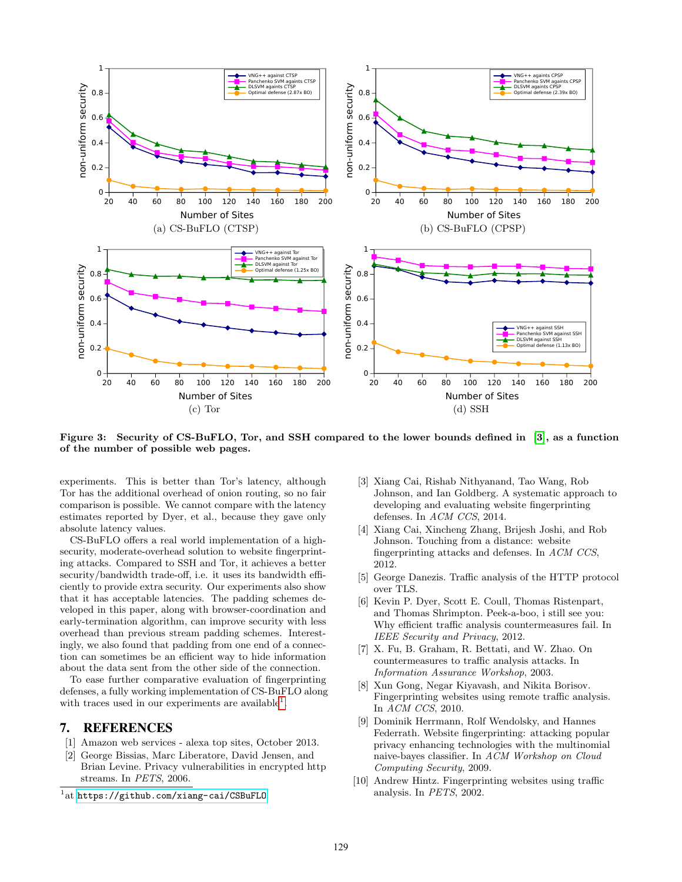Figure 3: Security of CS-BuFLO, Tor, and SSH compared to the lower bounds defined in [3], as a function of the number of possible web pages.

experiments. This is better than Tor's latency, although Tor has the additional overhead of onion routing, so no fair comparison is possible. We cannot compare with the latency estimates reported by Dyer, et al., because they gave only absolute latency values.

CS-BuFLO offers a real world implementation of a high-security, moderate-overhead solution to website fingerprinting attacks. Compared to SSH and Tor, it achieves a better security/bandwidth trade-off, i.e. it uses its bandwidth efficiently to provide extra security. Our experiments also show that it has acceptable latencies. The padding schemes developed in this paper, along with browser-coordination and early-termination algorithm, can improve security with less overhead than previous stream padding schemes. Interestingly, we also found that padding from one end of a connection can sometimes be an efficient way to hide information about the data sent from the other side of the connection.

To ease further comparative evaluation of fingerprinting defenses, a fully working implementation of CS-BuFLO along with traces used in our experiments are available[1].

[1] at https://github.com/xiang-cai/CSBuFLO

## 7. REFERENCES

[1] Amazon web services - alexa top sites, October 2013.

[2] George Bissias, Marc Liberatore, David Jensen, and Brian Levine. Privacy vulnerabilities in encrypted http streams. In *PETS*, 2006.

[3] Xiang Cai, Rishab Nithyanand, Tao Wang, Rob Johnson, and Ian Goldberg. A systematic approach to developing and evaluating website fingerprinting defenses. In *ACM CCS*, 2014.

[4] Xiang Cai, Xincheng Zhang, Brijesh Joshi, and Rob Johnson. Touching from a distance: website fingerprinting attacks and defenses. In *ACM CCS*, 2012.

[5] George Danezis. Traffic analysis of the HTTP protocol over TLS.

[6] Kevin P. Dyer, Scott E. Coull, Thomas Ristenpart, and Thomas Shrimpton. Peek-a-boo, i still see you: Why efficient traffic analysis countermeasures fail. In *IEEE Security and Privacy*, 2012.

[7] X. Fu, B. Graham, R. Bettati, and W. Zhao. On countermeasures to traffic analysis attacks. In *Information Assurance Workshop*, 2003.

[8] Xun Gong, Negar Kiyavash, and Nikita Borisov. Fingerprinting websites using remote traffic analysis. In *ACM CCS*, 2010.

[9] Dominik Herrmann, Rolf Wendolsky, and Hannes Federrath. Website fingerprinting: attacking popular privacy enhancing technologies with the multinomial naive-bayes classifier. In *ACM Workshop on Cloud Computing Security*, 2009.

[10] Andrew Hintz. Fingerprinting websites using traffic analysis. In *PETS*, 2002.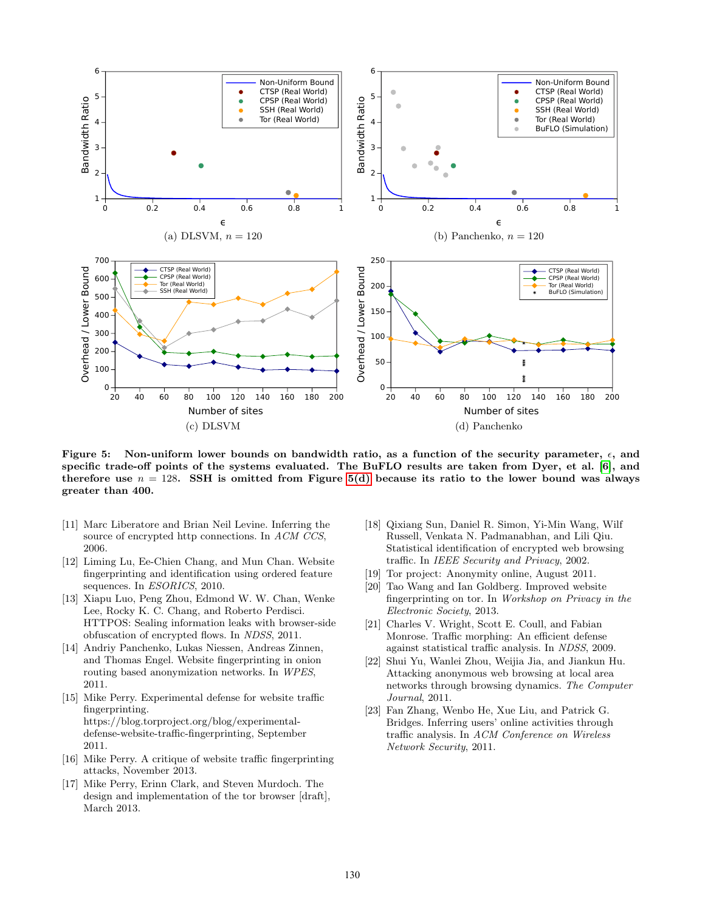6
5
4
3
2
1
Bandwidth Ratio
0
0.2
0.4
0.6
0.8
1
ϵ
Non-Uniform Bound
CTSP (Real World)
CPSP (Real World)
SSH (Real World)
Tor (Real World)

(a) DLSVM, $n = 120$

6
5
4
3
2
1
Bandwidth Ratio
0
0.2
0.4
0.6
0.8
1
ϵ
Non-Uniform Bound
CTSP (Real World)
CPSP (Real World)
SSH (Real World)
Tor (Real World)
BuFLO (Simulation)

(b) Panchenko, $n = 120$

700
600
500
400
300
200
100
0
Overhead / Lower Bound
20
40
60
80
100
120
140
160
180
200
Number of sites
CTSP (Real World)
CPSP (Real World)
Tor (Real World)
SSH (Real World)

(c) DLSVM

250
200
150
100
50
0
Overhead / Lower Bound
20
40
60
80
100
120
140
160
180
200
Number of sites
CTSP (Real World)
CPSP (Real World)
Tor (Real World)
BuFLO (Simulation)

(d) Panchenko

**Figure 5: Non-uniform lower bounds on bandwidth ratio, as a function of the security parameter, $\epsilon$, and specific trade-off points of the systems evaluated. The BuFLO results are taken from Dyer, et al. [6], and therefore use $n = 128$. SSH is omitted from Figure 5(d) because its ratio to the lower bound was always greater than 400.**

[11] Marc Liberatore and Brian Neil Levine. Inferring the source of encrypted http connections. In *ACM CCS*, 2006.

[12] Liming Lu, Ee-Chien Chang, and Mun Chan. Website fingerprinting and identification using ordered feature sequences. In *ESORICS*, 2010.

[13] Xiapu Luo, Peng Zhou, Edmond W. W. Chan, Wenke Lee, Rocky K. C. Chang, and Roberto Perdisci. HTTPOS: Sealing information leaks with browser-side obfuscation of encrypted flows. In *NDSS*, 2011.

[14] Andriy Panchenko, Lukas Niessen, Andreas Zinnen, and Thomas Engel. Website fingerprinting in onion routing based anonymization networks. In *WPES*, 2011.

[15] Mike Perry. Experimental defense for website traffic fingerprinting. https://blog.torproject.org/blog/experimental-defense-website-traffic-fingerprinting, September 2011.

[16] Mike Perry. A critique of website traffic fingerprinting attacks, November 2013.

[17] Mike Perry, Erinn Clark, and Steven Murdoch. The design and implementation of the tor browser [draft], March 2013.

[18] Qixiang Sun, Daniel R. Simon, Yi-Min Wang, Wilf Russell, Venkata N. Padmanabhan, and Lili Qiu. Statistical identification of encrypted web browsing traffic. In *IEEE Security and Privacy*, 2002.

[19] Tor project: Anonymity online, August 2011.

[20] Tao Wang and Ian Goldberg. Improved website fingerprinting on tor. In *Workshop on Privacy in the Electronic Society*, 2013.

[21] Charles V. Wright, Scott E. Coull, and Fabian Monrose. Traffic morphing: An efficient defense against statistical traffic analysis. In *NDSS*, 2009.

[22] Shui Yu, Wanlei Zhou, Weijia Jia, and Jiankun Hu. Attacking anonymous web browsing at local area networks through browsing dynamics. *The Computer Journal*, 2011.

[23] Fan Zhang, Wenbo He, Xue Liu, and Patrick G. Bridges. Inferring users' online activities through traffic analysis. In *ACM Conference on Wireless Network Security*, 2011.